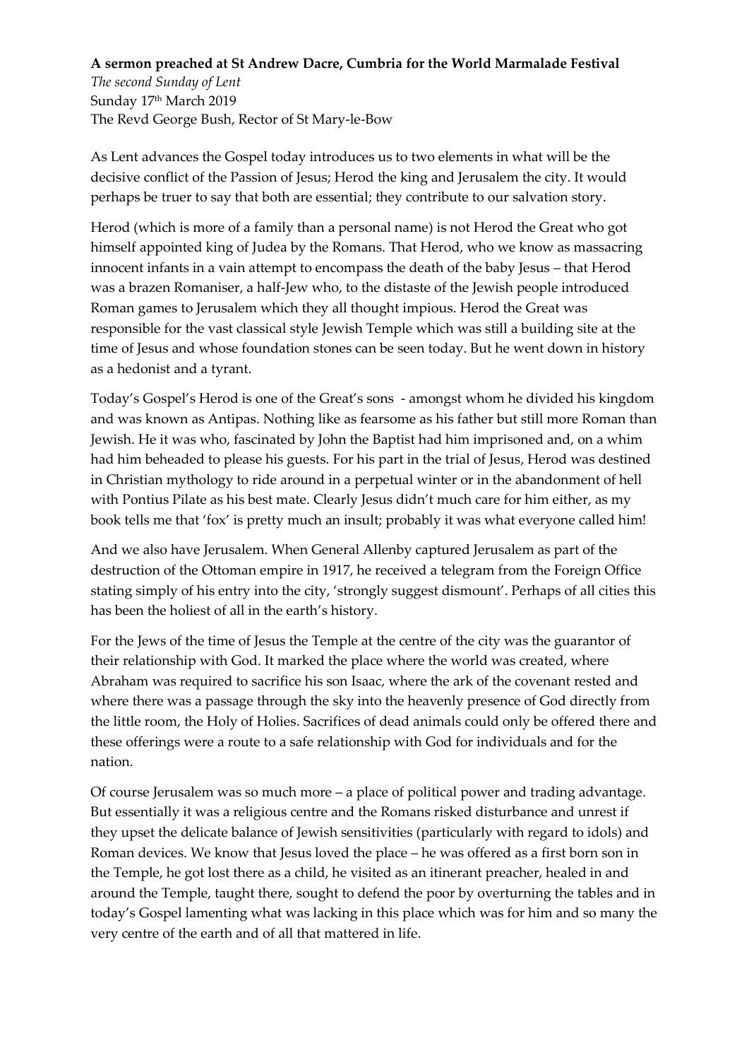**A sermon preached at St Andrew Dacre, Cumbria for the World Marmalade Festival**

*The second Sunday of Lent*

Sunday 17th March 2019

The Revd George Bush, Rector of St Mary-le-Bow

As Lent advances the Gospel today introduces us to two elements in what will be the decisive conflict of the Passion of Jesus; Herod the king and Jerusalem the city. It would perhaps be truer to say that both are essential; they contribute to our salvation story.

Herod (which is more of a family than a personal name) is not Herod the Great who got himself appointed king of Judea by the Romans. That Herod, who we know as massacring innocent infants in a vain attempt to encompass the death of the baby Jesus – that Herod was a brazen Romaniser, a half-Jew who, to the distaste of the Jewish people introduced Roman games to Jerusalem which they all thought impious. Herod the Great was responsible for the vast classical style Jewish Temple which was still a building site at the time of Jesus and whose foundation stones can be seen today. But he went down in history as a hedonist and a tyrant.

Today's Gospel's Herod is one of the Great's sons - amongst whom he divided his kingdom and was known as Antipas. Nothing like as fearsome as his father but still more Roman than Jewish. He it was who, fascinated by John the Baptist had him imprisoned and, on a whim had him beheaded to please his guests. For his part in the trial of Jesus, Herod was destined in Christian mythology to ride around in a perpetual winter or in the abandonment of hell with Pontius Pilate as his best mate. Clearly Jesus didn't much care for him either, as my book tells me that 'fox' is pretty much an insult; probably it was what everyone called him!

And we also have Jerusalem. When General Allenby captured Jerusalem as part of the destruction of the Ottoman empire in 1917, he received a telegram from the Foreign Office stating simply of his entry into the city, 'strongly suggest dismount'. Perhaps of all cities this has been the holiest of all in the earth's history.

For the Jews of the time of Jesus the Temple at the centre of the city was the guarantor of their relationship with God. It marked the place where the world was created, where Abraham was required to sacrifice his son Isaac, where the ark of the covenant rested and where there was a passage through the sky into the heavenly presence of God directly from the little room, the Holy of Holies. Sacrifices of dead animals could only be offered there and these offerings were a route to a safe relationship with God for individuals and for the nation.

Of course Jerusalem was so much more – a place of political power and trading advantage. But essentially it was a religious centre and the Romans risked disturbance and unrest if they upset the delicate balance of Jewish sensitivities (particularly with regard to idols) and Roman devices. We know that Jesus loved the place – he was offered as a first born son in the Temple, he got lost there as a child, he visited as an itinerant preacher, healed in and around the Temple, taught there, sought to defend the poor by overturning the tables and in today's Gospel lamenting what was lacking in this place which was for him and so many the very centre of the earth and of all that mattered in life.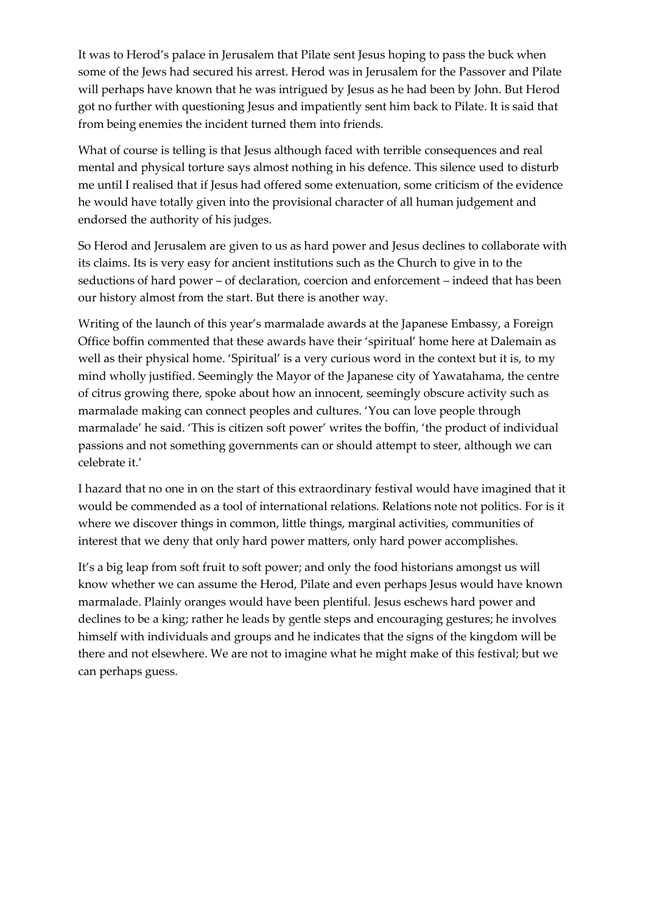It was to Herod's palace in Jerusalem that Pilate sent Jesus hoping to pass the buck when some of the Jews had secured his arrest. Herod was in Jerusalem for the Passover and Pilate will perhaps have known that he was intrigued by Jesus as he had been by John. But Herod got no further with questioning Jesus and impatiently sent him back to Pilate. It is said that from being enemies the incident turned them into friends.

What of course is telling is that Jesus although faced with terrible consequences and real mental and physical torture says almost nothing in his defence. This silence used to disturb me until I realised that if Jesus had offered some extenuation, some criticism of the evidence he would have totally given into the provisional character of all human judgement and endorsed the authority of his judges.

So Herod and Jerusalem are given to us as hard power and Jesus declines to collaborate with its claims. Its is very easy for ancient institutions such as the Church to give in to the seductions of hard power – of declaration, coercion and enforcement – indeed that has been our history almost from the start. But there is another way.

Writing of the launch of this year's marmalade awards at the Japanese Embassy, a Foreign Office boffin commented that these awards have their 'spiritual' home here at Dalemain as well as their physical home. 'Spiritual' is a very curious word in the context but it is, to my mind wholly justified. Seemingly the Mayor of the Japanese city of Yawatahama, the centre of citrus growing there, spoke about how an innocent, seemingly obscure activity such as marmalade making can connect peoples and cultures. 'You can love people through marmalade' he said. 'This is citizen soft power' writes the boffin, 'the product of individual passions and not something governments can or should attempt to steer, although we can celebrate it.'

I hazard that no one in on the start of this extraordinary festival would have imagined that it would be commended as a tool of international relations. Relations note not politics. For is it where we discover things in common, little things, marginal activities, communities of interest that we deny that only hard power matters, only hard power accomplishes.

It's a big leap from soft fruit to soft power; and only the food historians amongst us will know whether we can assume the Herod, Pilate and even perhaps Jesus would have known marmalade. Plainly oranges would have been plentiful. Jesus eschews hard power and declines to be a king; rather he leads by gentle steps and encouraging gestures; he involves himself with individuals and groups and he indicates that the signs of the kingdom will be there and not elsewhere. We are not to imagine what he might make of this festival; but we can perhaps guess.